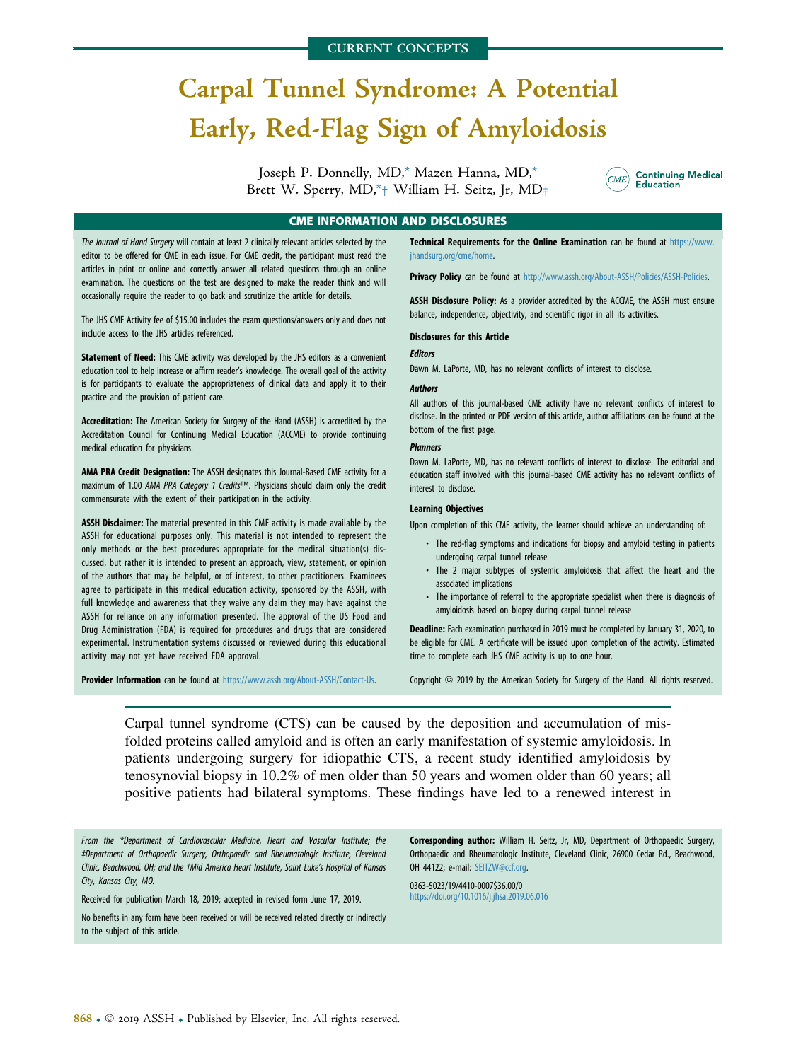CURRENT CONCEPTS

# Carpal Tunnel Syndrome: A Potential Early, Red-Flag Sign of Amyloidosis

Joseph P. Donnelly, MD,* Mazen Hanna, MD,* Brett W. Sperry, MD,*† William H. Seitz, Jr, MD‡

CME Continuing Medical Education

## CME INFORMATION AND DISCLOSURES

*The Journal of Hand Surgery* will contain at least 2 clinically relevant articles selected by the editor to be offered for CME in each issue. For CME credit, the participant must read the articles in print or online and correctly answer all related questions through an online examination. The questions on the test are designed to make the reader think and will occasionally require the reader to go back and scrutinize the article for details.

The JHS CME Activity fee of $15.00 includes the exam questions/answers only and does not include access to the JHS articles referenced.

**Statement of Need:** This CME activity was developed by the JHS editors as a convenient education tool to help increase or affirm reader's knowledge. The overall goal of the activity is for participants to evaluate the appropriateness of clinical data and apply it to their practice and the provision of patient care.

**Accreditation:** The American Society for Surgery of the Hand (ASSH) is accredited by the Accreditation Council for Continuing Medical Education (ACCME) to provide continuing medical education for physicians.

**AMA PRA Credit Designation:** The ASSH designates this Journal-Based CME activity for a maximum of 1.00 *AMA PRA Category 1 Credits*™. Physicians should claim only the credit commensurate with the extent of their participation in the activity.

**ASSH Disclaimer:** The material presented in this CME activity is made available by the ASSH for educational purposes only. This material is not intended to represent the only methods or the best procedures appropriate for the medical situation(s) discussed, but rather it is intended to present an approach, view, statement, or opinion of the authors that may be helpful, or of interest, to other practitioners. Examinees agree to participate in this medical education activity, sponsored by the ASSH, with full knowledge and awareness that they waive any claim they may have against the ASSH for reliance on any information presented. The approval of the US Food and Drug Administration (FDA) is required for procedures and drugs that are considered experimental. Instrumentation systems discussed or reviewed during this educational activity may not yet have received FDA approval.

**Provider Information** can be found at https://www.assh.org/About-ASSH/Contact-Us.

**Technical Requirements for the Online Examination** can be found at https://www.jhandsurg.org/cme/home.

**Privacy Policy** can be found at http://www.assh.org/About-ASSH/Policies/ASSH-Policies.

**ASSH Disclosure Policy:** As a provider accredited by the ACCME, the ASSH must ensure balance, independence, objectivity, and scientific rigor in all its activities.

**Disclosures for this Article**

***Editors***

Dawn M. LaPorte, MD, has no relevant conflicts of interest to disclose.

***Authors***

All authors of this journal-based CME activity have no relevant conflicts of interest to disclose. In the printed or PDF version of this article, author affiliations can be found at the bottom of the first page.

***Planners***

Dawn M. LaPorte, MD, has no relevant conflicts of interest to disclose. The editorial and education staff involved with this journal-based CME activity has no relevant conflicts of interest to disclose.

**Learning Objectives**

Upon completion of this CME activity, the learner should achieve an understanding of:

- The red-flag symptoms and indications for biopsy and amyloid testing in patients undergoing carpal tunnel release
- The 2 major subtypes of systemic amyloidosis that affect the heart and the associated implications
- The importance of referral to the appropriate specialist when there is diagnosis of amyloidosis based on biopsy during carpal tunnel release

**Deadline:** Each examination purchased in 2019 must be completed by January 31, 2020, to be eligible for CME. A certificate will be issued upon completion of the activity. Estimated time to complete each JHS CME activity is up to one hour.

Copyright © 2019 by the American Society for Surgery of the Hand. All rights reserved.

Carpal tunnel syndrome (CTS) can be caused by the deposition and accumulation of misfolded proteins called amyloid and is often an early manifestation of systemic amyloidosis. In patients undergoing surgery for idiopathic CTS, a recent study identified amyloidosis by tenosynovial biopsy in 10.2% of men older than 50 years and women older than 60 years; all positive patients had bilateral symptoms. These findings have led to a renewed interest in

*From the \*Department of Cardiovascular Medicine, Heart and Vascular Institute; the ‡Department of Orthopaedic Surgery, Orthopaedic and Rheumatologic Institute, Cleveland Clinic, Beachwood, OH; and the †Mid America Heart Institute, Saint Luke's Hospital of Kansas City, Kansas City, MO.*

Received for publication March 18, 2019; accepted in revised form June 17, 2019.

No benefits in any form have been received or will be received related directly or indirectly to the subject of this article.

**Corresponding author:** William H. Seitz, Jr, MD, Department of Orthopaedic Surgery, Orthopaedic and Rheumatologic Institute, Cleveland Clinic, 26900 Cedar Rd., Beachwood, OH 44122; e-mail: SEITZW@ccf.org.

0363-5023/19/4410-0007$36.00/0
https://doi.org/10.1016/j.jhsa.2019.06.016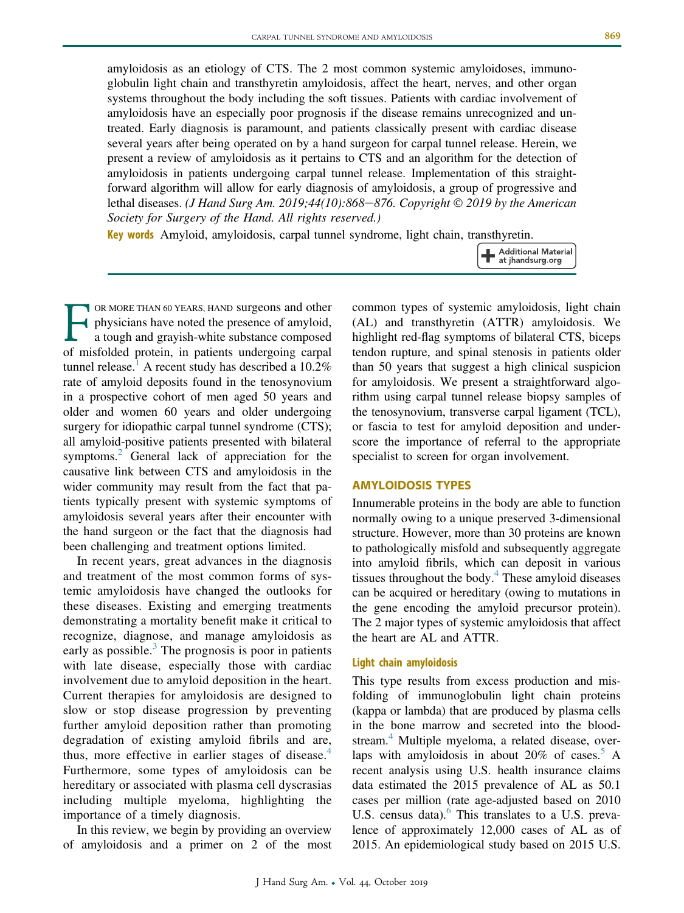amyloidosis as an etiology of CTS. The 2 most common systemic amyloidoses, immunoglobulin light chain and transthyretin amyloidosis, affect the heart, nerves, and other organ systems throughout the body including the soft tissues. Patients with cardiac involvement of amyloidosis have an especially poor prognosis if the disease remains unrecognized and untreated. Early diagnosis is paramount, and patients classically present with cardiac disease several years after being operated on by a hand surgeon for carpal tunnel release. Herein, we present a review of amyloidosis as it pertains to CTS and an algorithm for the detection of amyloidosis in patients undergoing carpal tunnel release. Implementation of this straightforward algorithm will allow for early diagnosis of amyloidosis, a group of progressive and lethal diseases. *(J Hand Surg Am. 2019;44(10):868−876. Copyright © 2019 by the American Society for Surgery of the Hand. All rights reserved.)*

**Key words** Amyloid, amyloidosis, carpal tunnel syndrome, light chain, transthyretin.

Additional Material at jhandsurg.org

For more than 60 years, hand surgeons and other physicians have noted the presence of amyloid, a tough and grayish-white substance composed of misfolded protein, in patients undergoing carpal tunnel release.[1] A recent study has described a 10.2% rate of amyloid deposits found in the tenosynovium in a prospective cohort of men aged 50 years and older and women 60 years and older undergoing surgery for idiopathic carpal tunnel syndrome (CTS); all amyloid-positive patients presented with bilateral symptoms.[2] General lack of appreciation for the causative link between CTS and amyloidosis in the wider community may result from the fact that patients typically present with systemic symptoms of amyloidosis several years after their encounter with the hand surgeon or the fact that the diagnosis had been challenging and treatment options limited.

In recent years, great advances in the diagnosis and treatment of the most common forms of systemic amyloidosis have changed the outlooks for these diseases. Existing and emerging treatments demonstrating a mortality benefit make it critical to recognize, diagnose, and manage amyloidosis as early as possible.[3] The prognosis is poor in patients with late disease, especially those with cardiac involvement due to amyloid deposition in the heart. Current therapies for amyloidosis are designed to slow or stop disease progression by preventing further amyloid deposition rather than promoting degradation of existing amyloid fibrils and are, thus, more effective in earlier stages of disease.[4] Furthermore, some types of amyloidosis can be hereditary or associated with plasma cell dyscrasias including multiple myeloma, highlighting the importance of a timely diagnosis.

In this review, we begin by providing an overview of amyloidosis and a primer on 2 of the most common types of systemic amyloidosis, light chain (AL) and transthyretin (ATTR) amyloidosis. We highlight red-flag symptoms of bilateral CTS, biceps tendon rupture, and spinal stenosis in patients older than 50 years that suggest a high clinical suspicion for amyloidosis. We present a straightforward algorithm using carpal tunnel release biopsy samples of the tenosynovium, transverse carpal ligament (TCL), or fascia to test for amyloid deposition and underscore the importance of referral to the appropriate specialist to screen for organ involvement.

## AMYLOIDOSIS TYPES

Innumerable proteins in the body are able to function normally owing to a unique preserved 3-dimensional structure. However, more than 30 proteins are known to pathologically misfold and subsequently aggregate into amyloid fibrils, which can deposit in various tissues throughout the body.[4] These amyloid diseases can be acquired or hereditary (owing to mutations in the gene encoding the amyloid precursor protein). The 2 major types of systemic amyloidosis that affect the heart are AL and ATTR.

### Light chain amyloidosis

This type results from excess production and misfolding of immunoglobulin light chain proteins (kappa or lambda) that are produced by plasma cells in the bone marrow and secreted into the bloodstream.[4] Multiple myeloma, a related disease, overlaps with amyloidosis in about 20% of cases.[5] A recent analysis using U.S. health insurance claims data estimated the 2015 prevalence of AL as 50.1 cases per million (rate age-adjusted based on 2010 U.S. census data).[6] This translates to a U.S. prevalence of approximately 12,000 cases of AL as of 2015. An epidemiological study based on 2015 U.S.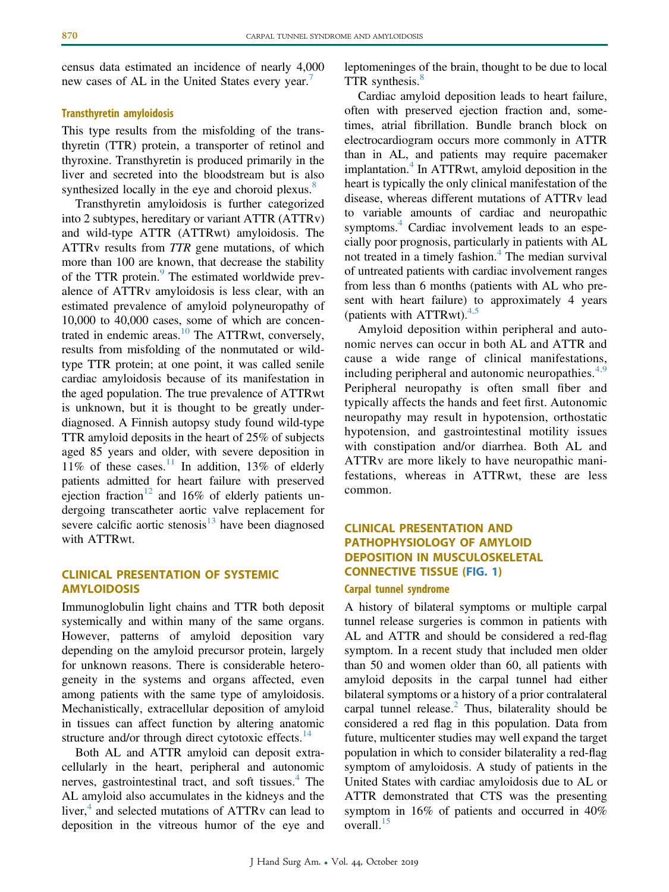census data estimated an incidence of nearly 4,000 new cases of AL in the United States every year.[7]

### Transthyretin amyloidosis

This type results from the misfolding of the transthyretin (TTR) protein, a transporter of retinol and thyroxine. Transthyretin is produced primarily in the liver and secreted into the bloodstream but is also synthesized locally in the eye and choroid plexus.[8]

Transthyretin amyloidosis is further categorized into 2 subtypes, hereditary or variant ATTR (ATTRv) and wild-type ATTR (ATTRwt) amyloidosis. The ATTRv results from *TTR* gene mutations, of which more than 100 are known, that decrease the stability of the TTR protein.[9] The estimated worldwide prevalence of ATTRv amyloidosis is less clear, with an estimated prevalence of amyloid polyneuropathy of 10,000 to 40,000 cases, some of which are concentrated in endemic areas.[10] The ATTRwt, conversely, results from misfolding of the nonmutated or wild-type TTR protein; at one point, it was called senile cardiac amyloidosis because of its manifestation in the aged population. The true prevalence of ATTRwt is unknown, but it is thought to be greatly underdiagnosed. A Finnish autopsy study found wild-type TTR amyloid deposits in the heart of 25% of subjects aged 85 years and older, with severe deposition in 11% of these cases.[11] In addition, 13% of elderly patients admitted for heart failure with preserved ejection fraction[12] and 16% of elderly patients undergoing transcatheter aortic valve replacement for severe calcific aortic stenosis[13] have been diagnosed with ATTRwt.

## CLINICAL PRESENTATION OF SYSTEMIC AMYLOIDOSIS

Immunoglobulin light chains and TTR both deposit systemically and within many of the same organs. However, patterns of amyloid deposition vary depending on the amyloid precursor protein, largely for unknown reasons. There is considerable heterogeneity in the systems and organs affected, even among patients with the same type of amyloidosis. Mechanistically, extracellular deposition of amyloid in tissues can affect function by altering anatomic structure and/or through direct cytotoxic effects.[14]

Both AL and ATTR amyloid can deposit extracellularly in the heart, peripheral and autonomic nerves, gastrointestinal tract, and soft tissues.[4] The AL amyloid also accumulates in the kidneys and the liver,[4] and selected mutations of ATTRv can lead to deposition in the vitreous humor of the eye and leptomeninges of the brain, thought to be due to local TTR synthesis.[8]

Cardiac amyloid deposition leads to heart failure, often with preserved ejection fraction and, sometimes, atrial fibrillation. Bundle branch block on electrocardiogram occurs more commonly in ATTR than in AL, and patients may require pacemaker implantation.[4] In ATTRwt, amyloid deposition in the heart is typically the only clinical manifestation of the disease, whereas different mutations of ATTRv lead to variable amounts of cardiac and neuropathic symptoms.[4] Cardiac involvement leads to an especially poor prognosis, particularly in patients with AL not treated in a timely fashion.[4] The median survival of untreated patients with cardiac involvement ranges from less than 6 months (patients with AL who present with heart failure) to approximately 4 years (patients with ATTRwt).[4,5]

Amyloid deposition within peripheral and autonomic nerves can occur in both AL and ATTR and cause a wide range of clinical manifestations, including peripheral and autonomic neuropathies.[4,9] Peripheral neuropathy is often small fiber and typically affects the hands and feet first. Autonomic neuropathy may result in hypotension, orthostatic hypotension, and gastrointestinal motility issues with constipation and/or diarrhea. Both AL and ATTRv are more likely to have neuropathic manifestations, whereas in ATTRwt, these are less common.

## CLINICAL PRESENTATION AND PATHOPHYSIOLOGY OF AMYLOID DEPOSITION IN MUSCULOSKELETAL CONNECTIVE TISSUE (FIG. 1)

### Carpal tunnel syndrome

A history of bilateral symptoms or multiple carpal tunnel release surgeries is common in patients with AL and ATTR and should be considered a red-flag symptom. In a recent study that included men older than 50 and women older than 60, all patients with amyloid deposits in the carpal tunnel had either bilateral symptoms or a history of a prior contralateral carpal tunnel release.[2] Thus, bilaterality should be considered a red flag in this population. Data from future, multicenter studies may well expand the target population in which to consider bilaterality a red-flag symptom of amyloidosis. A study of patients in the United States with cardiac amyloidosis due to AL or ATTR demonstrated that CTS was the presenting symptom in 16% of patients and occurred in 40% overall.[15]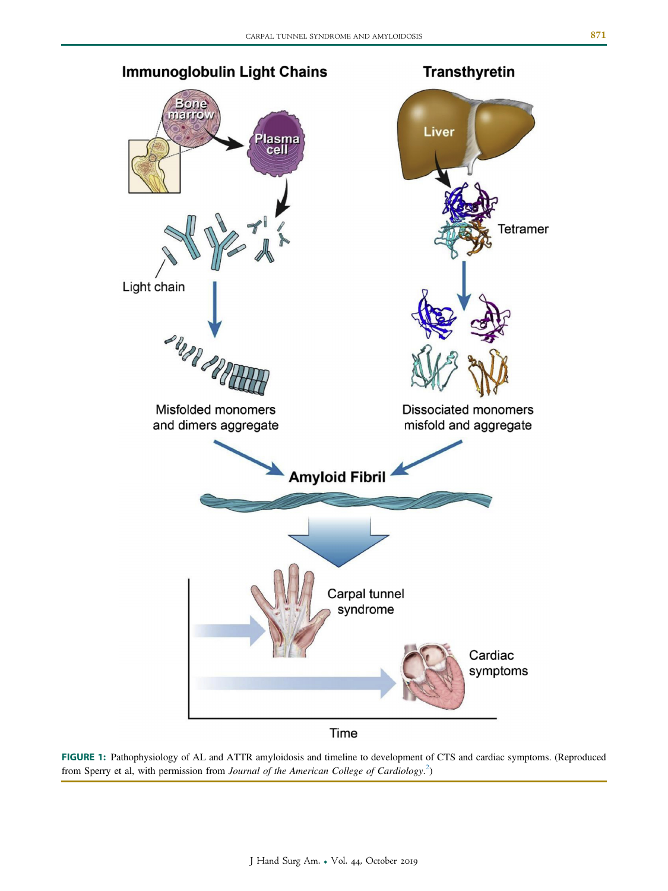**FIGURE 1:** Pathophysiology of AL and ATTR amyloidosis and timeline to development of CTS and cardiac symptoms. (Reproduced from Sperry et al, with permission from *Journal of the American College of Cardiology*.[2])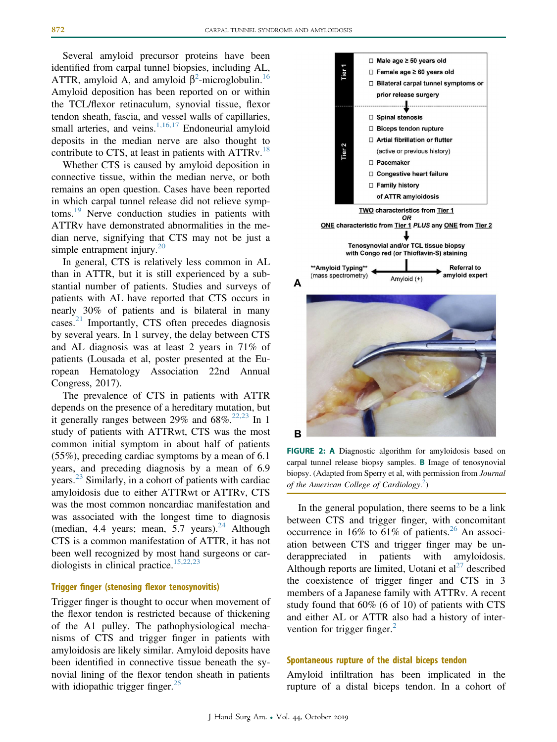Several amyloid precursor proteins have been identified from carpal tunnel biopsies, including AL, ATTR, amyloid A, and amyloid $\beta^2$-microglobulin.[16] Amyloid deposition has been reported on or within the TCL/flexor retinaculum, synovial tissue, flexor tendon sheath, fascia, and vessel walls of capillaries, small arteries, and veins.[1,16,17] Endoneurial amyloid deposits in the median nerve are also thought to contribute to CTS, at least in patients with ATTRv.[18]

Whether CTS is caused by amyloid deposition in connective tissue, within the median nerve, or both remains an open question. Cases have been reported in which carpal tunnel release did not relieve symptoms.[19] Nerve conduction studies in patients with ATTRv have demonstrated abnormalities in the median nerve, signifying that CTS may not be just a simple entrapment injury.[20]

In general, CTS is relatively less common in AL than in ATTR, but it is still experienced by a substantial number of patients. Studies and surveys of patients with AL have reported that CTS occurs in nearly 30% of patients and is bilateral in many cases.[21] Importantly, CTS often precedes diagnosis by several years. In 1 survey, the delay between CTS and AL diagnosis was at least 2 years in 71% of patients (Lousada et al, poster presented at the European Hematology Association 22nd Annual Congress, 2017).

The prevalence of CTS in patients with ATTR depends on the presence of a hereditary mutation, but it generally ranges between 29% and 68%.[22,23] In 1 study of patients with ATTRwt, CTS was the most common initial symptom in about half of patients (55%), preceding cardiac symptoms by a mean of 6.1 years, and preceding diagnosis by a mean of 6.9 years.[23] Similarly, in a cohort of patients with cardiac amyloidosis due to either ATTRwt or ATTRv, CTS was the most common noncardiac manifestation and was associated with the longest time to diagnosis (median, 4.4 years; mean, 5.7 years).[24] Although CTS is a common manifestation of ATTR, it has not been well recognized by most hand surgeons or cardiologists in clinical practice.[15,22,23]

### Trigger finger (stenosing flexor tenosynovitis)

Trigger finger is thought to occur when movement of the flexor tendon is restricted because of thickening of the A1 pulley. The pathophysiological mechanisms of CTS and trigger finger in patients with amyloidosis are likely similar. Amyloid deposits have been identified in connective tissue beneath the synovial lining of the flexor tendon sheath in patients with idiopathic trigger finger.[25]

**Tier 1**
- ☐ Male age ≥ 50 years old
- ☐ Female age ≥ 60 years old
- ☐ Bilateral carpal tunnel symptoms or prior release surgery

**Tier 2**
- ☐ Spinal stenosis
- ☐ Biceps tendon rupture
- ☐ Artial fibrillation or flutter (active or previous history)
- ☐ Pacemaker
- ☐ Congestive heart failure
- ☐ Family history of ATTR amyloidosis

**TWO** characteristics from **Tier 1** *OR* **ONE** characteristic from **Tier 1** *PLUS* any **ONE** from **Tier 2**
↓
Tenosynovial and/or TCL tissue biopsy with Congo red (or Thioflavin-S) staining
↓ Amyloid (+)
**Amyloid Typing** (mass spectrometry) ← → Referral to amyloid expert

**FIGURE 2: A** Diagnostic algorithm for amyloidosis based on carpal tunnel release biopsy samples. **B** Image of tenosynovial biopsy. (Adapted from Sperry et al, with permission from *Journal of the American College of Cardiology*.[2])

In the general population, there seems to be a link between CTS and trigger finger, with concomitant occurrence in 16% to 61% of patients.[26] An association between CTS and trigger finger may be underappreciated in patients with amyloidosis. Although reports are limited, Uotani et al[27] described the coexistence of trigger finger and CTS in 3 members of a Japanese family with ATTRv. A recent study found that 60% (6 of 10) of patients with CTS and either AL or ATTR also had a history of intervention for trigger finger.[2]

### Spontaneous rupture of the distal biceps tendon

Amyloid infiltration has been implicated in the rupture of a distal biceps tendon. In a cohort of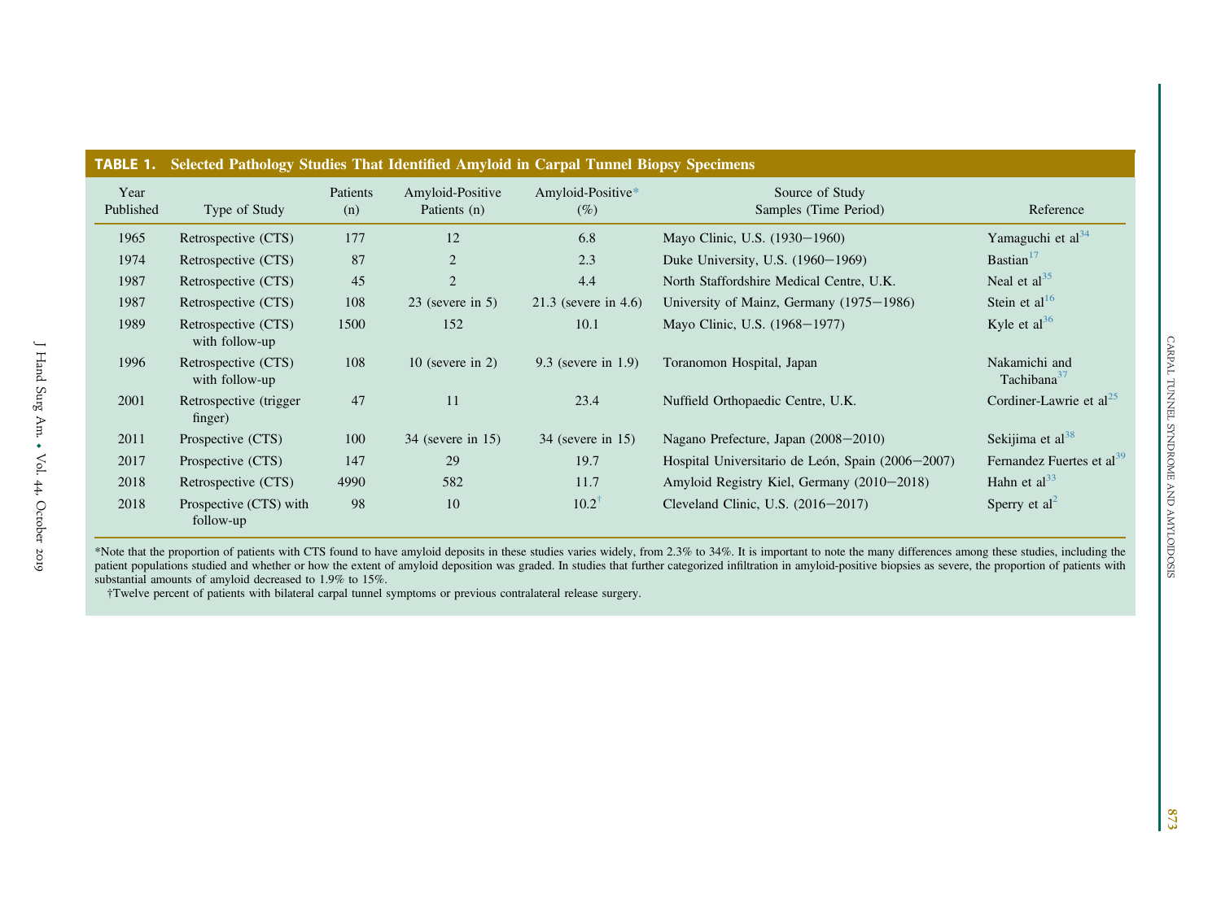**TABLE 1. Selected Pathology Studies That Identified Amyloid in Carpal Tunnel Biopsy Specimens**

| Year Published | Type of Study | Patients (n) | Amyloid-Positive Patients (n) | Amyloid-Positive* (%) | Source of Study Samples (Time Period) | Reference |
|---|---|---|---|---|---|---|
| 1965 | Retrospective (CTS) | 177 | 12 | 6.8 | Mayo Clinic, U.S. (1930−1960) | Yamaguchi et al[34] |
| 1974 | Retrospective (CTS) | 87 | 2 | 2.3 | Duke University, U.S. (1960−1969) | Bastian[17] |
| 1987 | Retrospective (CTS) | 45 | 2 | 4.4 | North Staffordshire Medical Centre, U.K. | Neal et al[35] |
| 1987 | Retrospective (CTS) | 108 | 23 (severe in 5) | 21.3 (severe in 4.6) | University of Mainz, Germany (1975−1986) | Stein et al[16] |
| 1989 | Retrospective (CTS) with follow-up | 1500 | 152 | 10.1 | Mayo Clinic, U.S. (1968−1977) | Kyle et al[36] |
| 1996 | Retrospective (CTS) with follow-up | 108 | 10 (severe in 2) | 9.3 (severe in 1.9) | Toranomon Hospital, Japan | Nakamichi and Tachibana[37] |
| 2001 | Retrospective (trigger finger) | 47 | 11 | 23.4 | Nuffield Orthopaedic Centre, U.K. | Cordiner-Lawrie et al[25] |
| 2011 | Prospective (CTS) | 100 | 34 (severe in 15) | 34 (severe in 15) | Nagano Prefecture, Japan (2008−2010) | Sekijima et al[38] |
| 2017 | Prospective (CTS) | 147 | 29 | 19.7 | Hospital Universitario de León, Spain (2006−2007) | Fernandez Fuertes et al[39] |
| 2018 | Retrospective (CTS) | 4990 | 582 | 11.7 | Amyloid Registry Kiel, Germany (2010−2018) | Hahn et al[33] |
| 2018 | Prospective (CTS) with follow-up | 98 | 10 | 10.2† | Cleveland Clinic, U.S. (2016−2017) | Sperry et al[2] |

*Note that the proportion of patients with CTS found to have amyloid deposits in these studies varies widely, from 2.3% to 34%. It is important to note the many differences among these studies, including the patient populations studied and whether or how the extent of amyloid deposition was graded. In studies that further categorized infiltration in amyloid-positive biopsies as severe, the proportion of patients with substantial amounts of amyloid decreased to 1.9% to 15%.

†Twelve percent of patients with bilateral carpal tunnel symptoms or previous contralateral release surgery.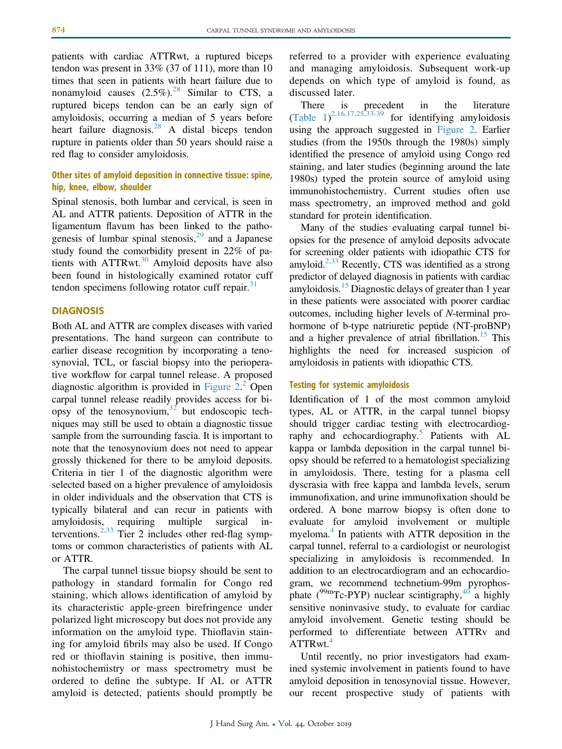patients with cardiac ATTRwt, a ruptured biceps tendon was present in 33% (37 of 111), more than 10 times that seen in patients with heart failure due to nonamyloid causes (2.5%).[28] Similar to CTS, a ruptured biceps tendon can be an early sign of amyloidosis, occurring a median of 5 years before heart failure diagnosis.[28] A distal biceps tendon rupture in patients older than 50 years should raise a red flag to consider amyloidosis.

### Other sites of amyloid deposition in connective tissue: spine, hip, knee, elbow, shoulder

Spinal stenosis, both lumbar and cervical, is seen in AL and ATTR patients. Deposition of ATTR in the ligamentum flavum has been linked to the pathogenesis of lumbar spinal stenosis,[29] and a Japanese study found the comorbidity present in 22% of patients with ATTRwt.[30] Amyloid deposits have also been found in histologically examined rotator cuff tendon specimens following rotator cuff repair.[31]

## DIAGNOSIS

Both AL and ATTR are complex diseases with varied presentations. The hand surgeon can contribute to earlier disease recognition by incorporating a tenosynovial, TCL, or fascial biopsy into the perioperative workflow for carpal tunnel release. A proposed diagnostic algorithm is provided in Figure 2.[2] Open carpal tunnel release readily provides access for biopsy of the tenosynovium,[32] but endoscopic techniques may still be used to obtain a diagnostic tissue sample from the surrounding fascia. It is important to note that the tenosynovium does not need to appear grossly thickened for there to be amyloid deposits. Criteria in tier 1 of the diagnostic algorithm were selected based on a higher prevalence of amyloidosis in older individuals and the observation that CTS is typically bilateral and can recur in patients with amyloidosis, requiring multiple surgical interventions.[2,33] Tier 2 includes other red-flag symptoms or common characteristics of patients with AL or ATTR.

The carpal tunnel tissue biopsy should be sent to pathology in standard formalin for Congo red staining, which allows identification of amyloid by its characteristic apple-green birefringence under polarized light microscopy but does not provide any information on the amyloid type. Thioflavin staining for amyloid fibrils may also be used. If Congo red or thioflavin staining is positive, then immunohistochemistry or mass spectrometry must be ordered to define the subtype. If AL or ATTR amyloid is detected, patients should promptly be referred to a provider with experience evaluating and managing amyloidosis. Subsequent work-up depends on which type of amyloid is found, as discussed later.

There is precedent in the literature (Table 1)[2,16,17,25,33-39] for identifying amyloidosis using the approach suggested in Figure 2. Earlier studies (from the 1950s through the 1980s) simply identified the presence of amyloid using Congo red staining, and later studies (beginning around the late 1980s) typed the protein source of amyloid using immunohistochemistry. Current studies often use mass spectrometry, an improved method and gold standard for protein identification.

Many of the studies evaluating carpal tunnel biopsies for the presence of amyloid deposits advocate for screening older patients with idiopathic CTS for amyloid.[2,33] Recently, CTS was identified as a strong predictor of delayed diagnosis in patients with cardiac amyloidosis.[15] Diagnostic delays of greater than 1 year in these patients were associated with poorer cardiac outcomes, including higher levels of *N*-terminal prohormone of b-type natriuretic peptide (NT-proBNP) and a higher prevalence of atrial fibrillation.[15] This highlights the need for increased suspicion of amyloidosis in patients with idiopathic CTS.

### Testing for systemic amyloidosis

Identification of 1 of the most common amyloid types, AL or ATTR, in the carpal tunnel biopsy should trigger cardiac testing with electrocardiography and echocardiography.[5] Patients with AL kappa or lambda deposition in the carpal tunnel biopsy should be referred to a hematologist specializing in amyloidosis. There, testing for a plasma cell dyscrasia with free kappa and lambda levels, serum immunofixation, and urine immunofixation should be ordered. A bone marrow biopsy is often done to evaluate for amyloid involvement or multiple myeloma.[4] In patients with ATTR deposition in the carpal tunnel, referral to a cardiologist or neurologist specializing in amyloidosis is recommended. In addition to an electrocardiogram and an echocardiogram, we recommend technetium-99m pyrophosphate ($^{99m}$Tc-PYP) nuclear scintigraphy,[40] a highly sensitive noninvasive study, to evaluate for cardiac amyloid involvement. Genetic testing should be performed to differentiate between ATTRv and ATTRwt.[4]

Until recently, no prior investigators had examined systemic involvement in patients found to have amyloid deposition in tenosynovial tissue. However, our recent prospective study of patients with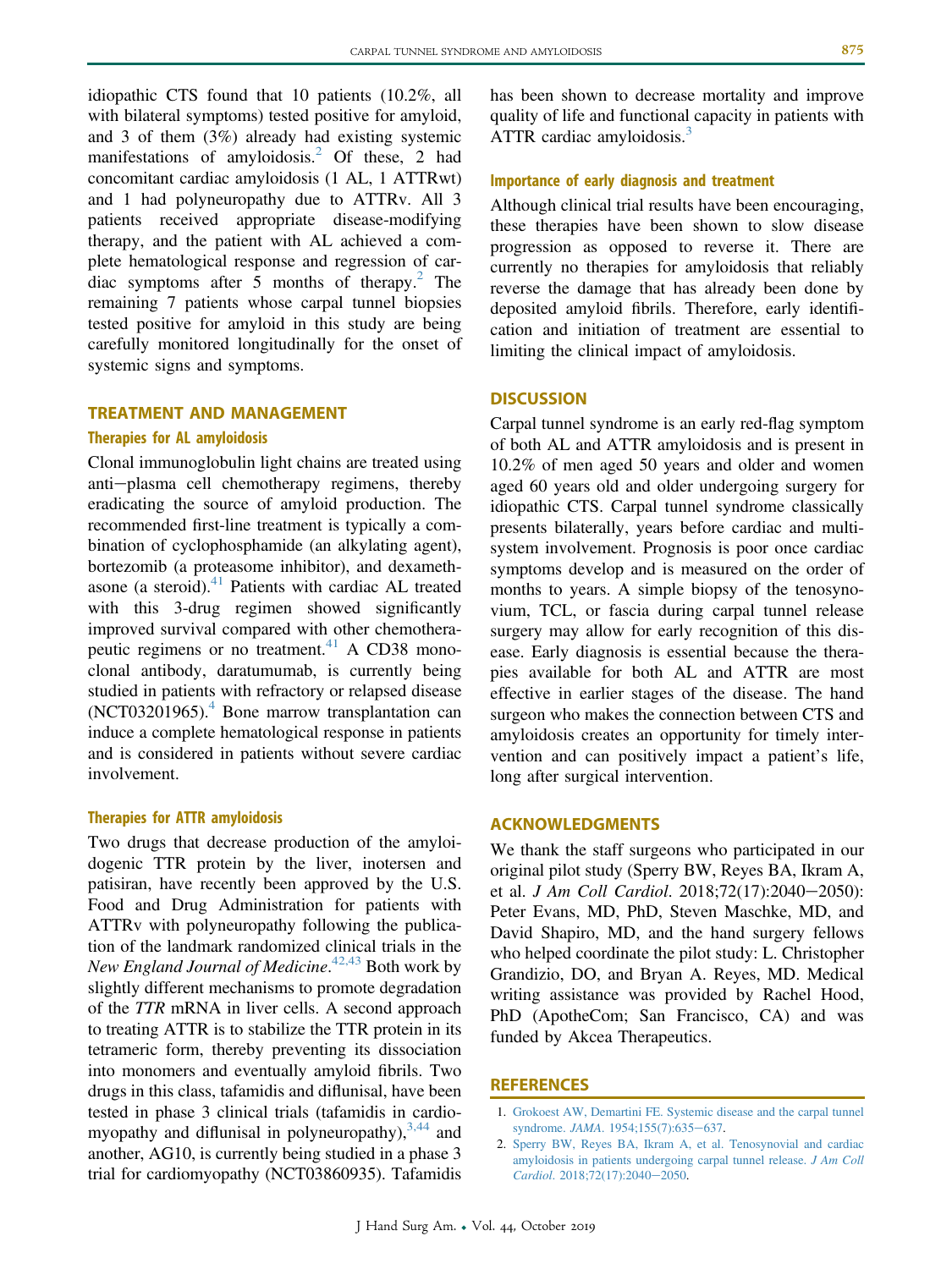idiopathic CTS found that 10 patients (10.2%, all with bilateral symptoms) tested positive for amyloid, and 3 of them (3%) already had existing systemic manifestations of amyloidosis.[2] Of these, 2 had concomitant cardiac amyloidosis (1 AL, 1 ATTRwt) and 1 had polyneuropathy due to ATTRv. All 3 patients received appropriate disease-modifying therapy, and the patient with AL achieved a complete hematological response and regression of cardiac symptoms after 5 months of therapy.[2] The remaining 7 patients whose carpal tunnel biopsies tested positive for amyloid in this study are being carefully monitored longitudinally for the onset of systemic signs and symptoms.

## TREATMENT AND MANAGEMENT

### Therapies for AL amyloidosis

Clonal immunoglobulin light chains are treated using anti−plasma cell chemotherapy regimens, thereby eradicating the source of amyloid production. The recommended first-line treatment is typically a combination of cyclophosphamide (an alkylating agent), bortezomib (a proteasome inhibitor), and dexamethasone (a steroid).[41] Patients with cardiac AL treated with this 3-drug regimen showed significantly improved survival compared with other chemotherapeutic regimens or no treatment.[41] A CD38 monoclonal antibody, daratumumab, is currently being studied in patients with refractory or relapsed disease (NCT03201965).[4] Bone marrow transplantation can induce a complete hematological response in patients and is considered in patients without severe cardiac involvement.

### Therapies for ATTR amyloidosis

Two drugs that decrease production of the amyloidogenic TTR protein by the liver, inotersen and patisiran, have recently been approved by the U.S. Food and Drug Administration for patients with ATTRv with polyneuropathy following the publication of the landmark randomized clinical trials in the *New England Journal of Medicine*.[42,43] Both work by slightly different mechanisms to promote degradation of the *TTR* mRNA in liver cells. A second approach to treating ATTR is to stabilize the TTR protein in its tetrameric form, thereby preventing its dissociation into monomers and eventually amyloid fibrils. Two drugs in this class, tafamidis and diflunisal, have been tested in phase 3 clinical trials (tafamidis in cardiomyopathy and diflunisal in polyneuropathy),[3,44] and another, AG10, is currently being studied in a phase 3 trial for cardiomyopathy (NCT03860935). Tafamidis has been shown to decrease mortality and improve quality of life and functional capacity in patients with ATTR cardiac amyloidosis.[3]

### Importance of early diagnosis and treatment

Although clinical trial results have been encouraging, these therapies have been shown to slow disease progression as opposed to reverse it. There are currently no therapies for amyloidosis that reliably reverse the damage that has already been done by deposited amyloid fibrils. Therefore, early identification and initiation of treatment are essential to limiting the clinical impact of amyloidosis.

## DISCUSSION

Carpal tunnel syndrome is an early red-flag symptom of both AL and ATTR amyloidosis and is present in 10.2% of men aged 50 years and older and women aged 60 years old and older undergoing surgery for idiopathic CTS. Carpal tunnel syndrome classically presents bilaterally, years before cardiac and multisystem involvement. Prognosis is poor once cardiac symptoms develop and is measured on the order of months to years. A simple biopsy of the tenosynovium, TCL, or fascia during carpal tunnel release surgery may allow for early recognition of this disease. Early diagnosis is essential because the therapies available for both AL and ATTR are most effective in earlier stages of the disease. The hand surgeon who makes the connection between CTS and amyloidosis creates an opportunity for timely intervention and can positively impact a patient's life, long after surgical intervention.

## ACKNOWLEDGMENTS

We thank the staff surgeons who participated in our original pilot study (Sperry BW, Reyes BA, Ikram A, et al. *J Am Coll Cardiol*. 2018;72(17):2040−2050): Peter Evans, MD, PhD, Steven Maschke, MD, and David Shapiro, MD, and the hand surgery fellows who helped coordinate the pilot study: L. Christopher Grandizio, DO, and Bryan A. Reyes, MD. Medical writing assistance was provided by Rachel Hood, PhD (ApotheCom; San Francisco, CA) and was funded by Akcea Therapeutics.

## REFERENCES

1. Grokoest AW, Demartini FE. Systemic disease and the carpal tunnel syndrome. *JAMA*. 1954;155(7):635−637.
2. Sperry BW, Reyes BA, Ikram A, et al. Tenosynovial and cardiac amyloidosis in patients undergoing carpal tunnel release. *J Am Coll Cardiol*. 2018;72(17):2040−2050.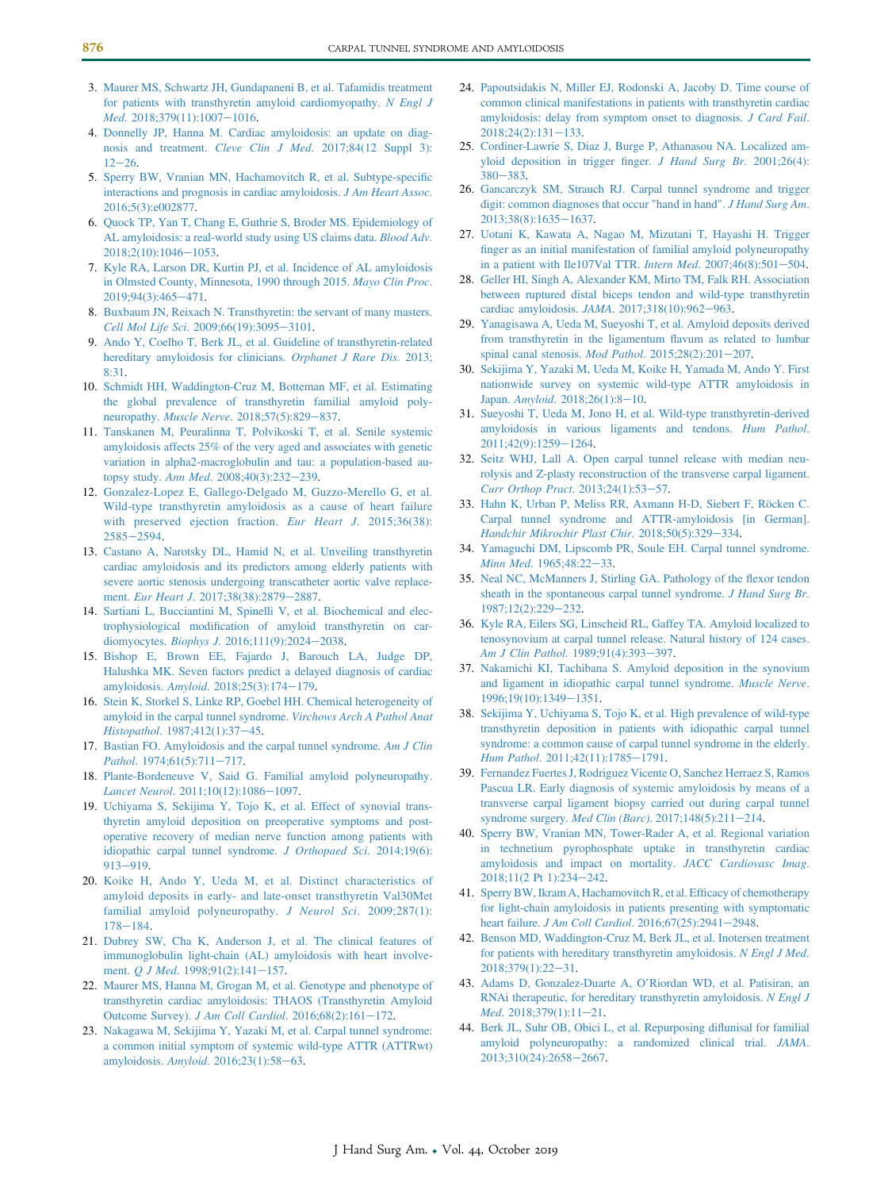3. Maurer MS, Schwartz JH, Gundapaneni B, et al. Tafamidis treatment for patients with transthyretin amyloid cardiomyopathy. *N Engl J Med*. 2018;379(11):1007–1016.
4. Donnelly JP, Hanna M. Cardiac amyloidosis: an update on diagnosis and treatment. *Cleve Clin J Med*. 2017;84(12 Suppl 3): 12–26.
5. Sperry BW, Vranian MN, Hachamovitch R, et al. Subtype-specific interactions and prognosis in cardiac amyloidosis. *J Am Heart Assoc*. 2016;5(3):e002877.
6. Quock TP, Yan T, Chang E, Guthrie S, Broder MS. Epidemiology of AL amyloidosis: a real-world study using US claims data. *Blood Adv*. 2018;2(10):1046–1053.
7. Kyle RA, Larson DR, Kurtin PJ, et al. Incidence of AL amyloidosis in Olmsted County, Minnesota, 1990 through 2015. *Mayo Clin Proc*. 2019;94(3):465–471.
8. Buxbaum JN, Reixach N. Transthyretin: the servant of many masters. *Cell Mol Life Sci*. 2009;66(19):3095–3101.
9. Ando Y, Coelho T, Berk JL, et al. Guideline of transthyretin-related hereditary amyloidosis for clinicians. *Orphanet J Rare Dis*. 2013; 8:31.
10. Schmidt HH, Waddington-Cruz M, Botteman MF, et al. Estimating the global prevalence of transthyretin familial amyloid polyneuropathy. *Muscle Nerve*. 2018;57(5):829–837.
11. Tanskanen M, Peuralinna T, Polvikoski T, et al. Senile systemic amyloidosis affects 25% of the very aged and associates with genetic variation in alpha2-macroglobulin and tau: a population-based autopsy study. *Ann Med*. 2008;40(3):232–239.
12. Gonzalez-Lopez E, Gallego-Delgado M, Guzzo-Merello G, et al. Wild-type transthyretin amyloidosis as a cause of heart failure with preserved ejection fraction. *Eur Heart J*. 2015;36(38): 2585–2594.
13. Castano A, Narotsky DL, Hamid N, et al. Unveiling transthyretin cardiac amyloidosis and its predictors among elderly patients with severe aortic stenosis undergoing transcatheter aortic valve replacement. *Eur Heart J*. 2017;38(38):2879–2887.
14. Sartiani L, Bucciantini M, Spinelli V, et al. Biochemical and electrophysiological modification of amyloid transthyretin on cardiomyocytes. *Biophys J*. 2016;111(9):2024–2038.
15. Bishop E, Brown EE, Fajardo J, Barouch LA, Judge DP, Halushka MK. Seven factors predict a delayed diagnosis of cardiac amyloidosis. *Amyloid*. 2018;25(3):174–179.
16. Stein K, Storkel S, Linke RP, Goebel HH. Chemical heterogeneity of amyloid in the carpal tunnel syndrome. *Virchows Arch A Pathol Anat Histopathol*. 1987;412(1):37–45.
17. Bastian FO. Amyloidosis and the carpal tunnel syndrome. *Am J Clin Pathol*. 1974;61(5):711–717.
18. Plante-Bordeneuve V, Said G. Familial amyloid polyneuropathy. *Lancet Neurol*. 2011;10(12):1086–1097.
19. Uchiyama S, Sekijima Y, Tojo K, et al. Effect of synovial transthyretin amyloid deposition on preoperative symptoms and postoperative recovery of median nerve function among patients with idiopathic carpal tunnel syndrome. *J Orthopaed Sci*. 2014;19(6): 913–919.
20. Koike H, Ando Y, Ueda M, et al. Distinct characteristics of amyloid deposits in early- and late-onset transthyretin Val30Met familial amyloid polyneuropathy. *J Neurol Sci*. 2009;287(1): 178–184.
21. Dubrey SW, Cha K, Anderson J, et al. The clinical features of immunoglobulin light-chain (AL) amyloidosis with heart involvement. *Q J Med*. 1998;91(2):141–157.
22. Maurer MS, Hanna M, Grogan M, et al. Genotype and phenotype of transthyretin cardiac amyloidosis: THAOS (Transthyretin Amyloid Outcome Survey). *J Am Coll Cardiol*. 2016;68(2):161–172.
23. Nakagawa M, Sekijima Y, Yazaki M, et al. Carpal tunnel syndrome: a common initial symptom of systemic wild-type ATTR (ATTRwt) amyloidosis. *Amyloid*. 2016;23(1):58–63.
24. Papoutsidakis N, Miller EJ, Rodonski A, Jacoby D. Time course of common clinical manifestations in patients with transthyretin cardiac amyloidosis: delay from symptom onset to diagnosis. *J Card Fail*. 2018;24(2):131–133.
25. Cordiner-Lawrie S, Diaz J, Burge P, Athanasou NA. Localized amyloid deposition in trigger finger. *J Hand Surg Br*. 2001;26(4): 380–383.
26. Gancarczyk SM, Strauch RJ. Carpal tunnel syndrome and trigger digit: common diagnoses that occur "hand in hand". *J Hand Surg Am*. 2013;38(8):1635–1637.
27. Uotani K, Kawata A, Nagao M, Mizutani T, Hayashi H. Trigger finger as an initial manifestation of familial amyloid polyneuropathy in a patient with Ile107Val TTR. *Intern Med*. 2007;46(8):501–504.
28. Geller HI, Singh A, Alexander KM, Mirto TM, Falk RH. Association between ruptured distal biceps tendon and wild-type transthyretin cardiac amyloidosis. *JAMA*. 2017;318(10):962–963.
29. Yanagisawa A, Ueda M, Sueyoshi T, et al. Amyloid deposits derived from transthyretin in the ligamentum flavum as related to lumbar spinal canal stenosis. *Mod Pathol*. 2015;28(2):201–207.
30. Sekijima Y, Yazaki M, Ueda M, Koike H, Yamada M, Ando Y. First nationwide survey on systemic wild-type ATTR amyloidosis in Japan. *Amyloid*. 2018;26(1):8–10.
31. Sueyoshi T, Ueda M, Jono H, et al. Wild-type transthyretin-derived amyloidosis in various ligaments and tendons. *Hum Pathol*. 2011;42(9):1259–1264.
32. Seitz WHJ, Lall A. Open carpal tunnel release with median neurolysis and Z-plasty reconstruction of the transverse carpal ligament. *Curr Orthop Pract*. 2013;24(1):53–57.
33. Hahn K, Urban P, Meliss RR, Axmann H-D, Siebert F, Röcken C. Carpal tunnel syndrome and ATTR-amyloidosis [in German]. *Handchir Mikrochir Plast Chir*. 2018;50(5):329–334.
34. Yamaguchi DM, Lipscomb PR, Soule EH. Carpal tunnel syndrome. *Minn Med*. 1965;48:22–33.
35. Neal NC, McManners J, Stirling GA. Pathology of the flexor tendon sheath in the spontaneous carpal tunnel syndrome. *J Hand Surg Br*. 1987;12(2):229–232.
36. Kyle RA, Eilers SG, Linscheid RL, Gaffey TA. Amyloid localized to tenosynovium at carpal tunnel release. Natural history of 124 cases. *Am J Clin Pathol*. 1989;91(4):393–397.
37. Nakamichi KI, Tachibana S. Amyloid deposition in the synovium and ligament in idiopathic carpal tunnel syndrome. *Muscle Nerve*. 1996;19(10):1349–1351.
38. Sekijima Y, Uchiyama S, Tojo K, et al. High prevalence of wild-type transthyretin deposition in patients with idiopathic carpal tunnel syndrome: a common cause of carpal tunnel syndrome in the elderly. *Hum Pathol*. 2011;42(11):1785–1791.
39. Fernandez Fuertes J, Rodriguez Vicente O, Sanchez Herraez S, Ramos Pascua LR. Early diagnosis of systemic amyloidosis by means of a transverse carpal ligament biopsy carried out during carpal tunnel syndrome surgery. *Med Clin (Barc)*. 2017;148(5):211–214.
40. Sperry BW, Vranian MN, Tower-Rader A, et al. Regional variation in technetium pyrophosphate uptake in transthyretin cardiac amyloidosis and impact on mortality. *JACC Cardiovasc Imag*. 2018;11(2 Pt 1):234–242.
41. Sperry BW, Ikram A, Hachamovitch R, et al. Efficacy of chemotherapy for light-chain amyloidosis in patients presenting with symptomatic heart failure. *J Am Coll Cardiol*. 2016;67(25):2941–2948.
42. Benson MD, Waddington-Cruz M, Berk JL, et al. Inotersen treatment for patients with hereditary transthyretin amyloidosis. *N Engl J Med*. 2018;379(1):22–31.
43. Adams D, Gonzalez-Duarte A, O'Riordan WD, et al. Patisiran, an RNAi therapeutic, for hereditary transthyretin amyloidosis. *N Engl J Med*. 2018;379(1):11–21.
44. Berk JL, Suhr OB, Obici L, et al. Repurposing diflunisal for familial amyloid polyneuropathy: a randomized clinical trial. *JAMA*. 2013;310(24):2658–2667.